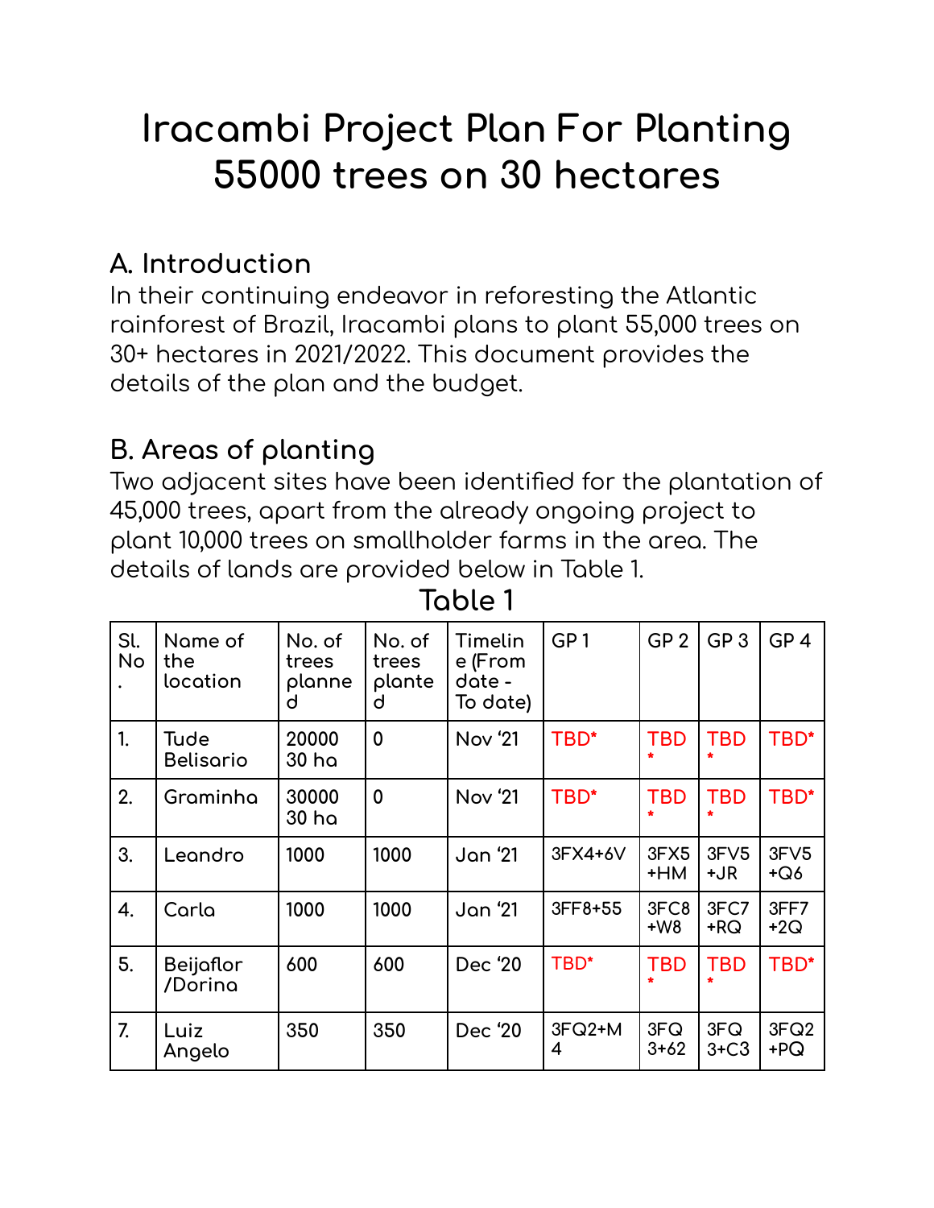# Iracambi Project Plan For Planting 55000 trees on 30 hectares

## A. Introduction

In their continuing endeavor in reforesting the Atlantic rainforest of Brazil, Iracambi plans to plant 55,000 trees on 30+ hectares in 2021/2022. This document provides the details of the plan and the budget.

## B. Areas of planting

Two adjacent sites have been identified for the plantation of 45,000 trees, apart from the already ongoing project to plant 10,000 trees on smallholder farms in the area. The details of lands are provided below in Table 1.

**Table 1**

| Sl. No. | Name of the location | No. of trees planned | No. of trees planted | Timeline (From date - To date) | GP 1 | GP 2 | GP 3 | GP 4 |
|---|---|---|---|---|---|---|---|---|
| 1. | Tude Belisario | 20000 30 ha | 0 | Nov '21 | TBD* | TBD* | TBD* | TBD* |
| 2. | Graminha | 30000 30 ha | 0 | Nov '21 | TBD* | TBD* | TBD* | TBD* |
| 3. | Leandro | 1000 | 1000 | Jan '21 | 3FX4+6V | 3FX5+HM | 3FV5+JR | 3FV5+Q6 |
| 4. | Carla | 1000 | 1000 | Jan '21 | 3FF8+55 | 3FC8+W8 | 3FC7+RQ | 3FF7+2Q |
| 5. | Beijaflor/Dorina | 600 | 600 | Dec '20 | TBD* | TBD* | TBD* | TBD* |
| 7. | Luiz Angelo | 350 | 350 | Dec '20 | 3FQ2+M4 | 3FQ3+62 | 3FQ3+C3 | 3FQ2+PQ |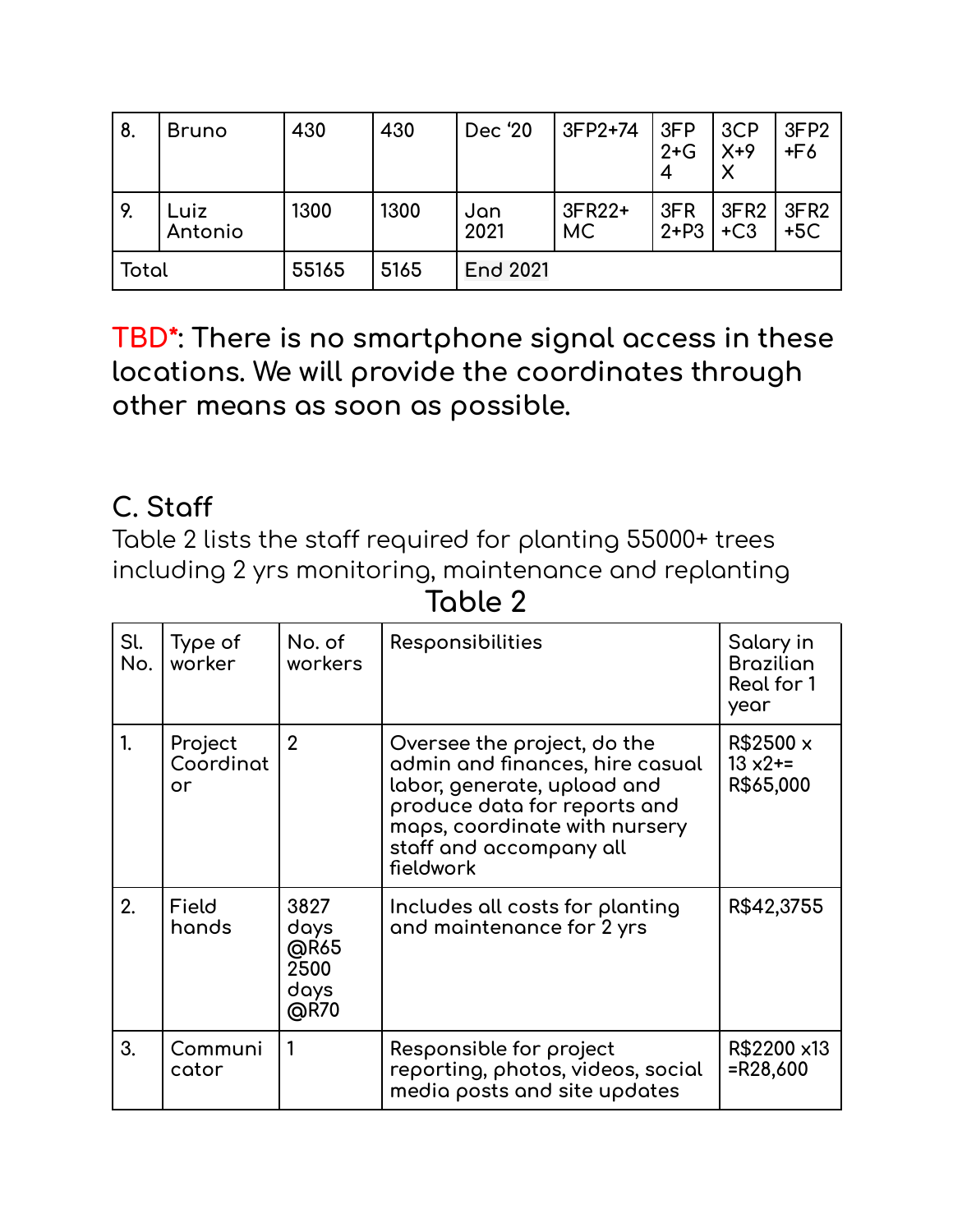| 8. | Bruno | 430 | 430 | Dec '20 | 3FP2+74 | 3FP2+G4 | 3CPX+9X | 3FP2+F6 |
|---|---|---|---|---|---|---|---|---|
| 9. | Luiz Antonio | 1300 | 1300 | Jan 2021 | 3FR22+MC | 3FR2+P3 | 3FR2+C3 | 3FR2+5C |
| Total | | 55165 | 5165 | End 2021 | | | | |

**TBD*: There is no smartphone signal access in these locations. We will provide the coordinates through other means as soon as possible.**

## C. Staff

Table 2 lists the staff required for planting 55000+ trees including 2 yrs monitoring, maintenance and replanting

### Table 2

| Sl. No. | Type of worker | No. of workers | Responsibilities | Salary in Brazilian Real for 1 year |
|---|---|---|---|---|
| 1. | Project Coordinator | 2 | Oversee the project, do the admin and finances, hire casual labor, generate, upload and produce data for reports and maps, coordinate with nursery staff and accompany all fieldwork | R$2500 x 13 x2+= R$65,000 |
| 2. | Field hands | 3827 days @R65 2500 days @R70 | Includes all costs for planting and maintenance for 2 yrs | R$42,3755 |
| 3. | Communicator | 1 | Responsible for project reporting, photos, videos, social media posts and site updates | R$2200 x13 =R28,600 |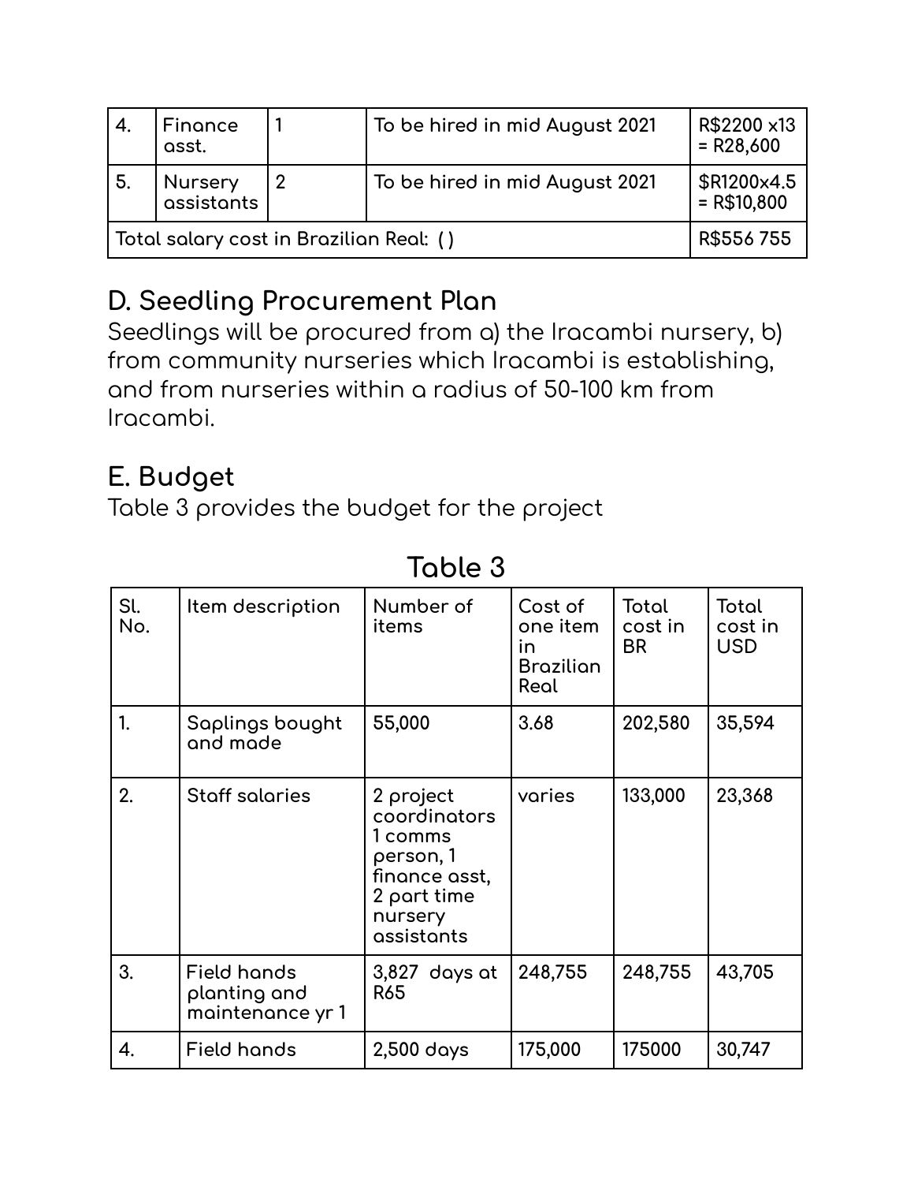| 4. | Finance asst. | 1 | To be hired in mid August 2021 | R$2200 x13 = R28,600 |
|---|---|---|---|---|
| 5. | Nursery assistants | 2 | To be hired in mid August 2021 | $R1200x4.5 = R$10,800 |
| Total salary cost in Brazilian Real: ( ) | | | | R$556 755 |

## D. Seedling Procurement Plan

Seedlings will be procured from a) the Iracambi nursery, b) from community nurseries which Iracambi is establishing, and from nurseries within a radius of 50-100 km from Iracambi.

## E. Budget

Table 3 provides the budget for the project

Table 3

| Sl. No. | Item description | Number of items | Cost of one item in Brazilian Real | Total cost in BR | Total cost in USD |
|---|---|---|---|---|---|
| 1. | Saplings bought and made | 55,000 | 3.68 | 202,580 | 35,594 |
| 2. | Staff salaries | 2 project coordinators 1 comms person, 1 finance asst, 2 part time nursery assistants | varies | 133,000 | 23,368 |
| 3. | Field hands planting and maintenance yr 1 | 3,827 days at R65 | 248,755 | 248,755 | 43,705 |
| 4. | Field hands | 2,500 days | 175,000 | 175000 | 30,747 |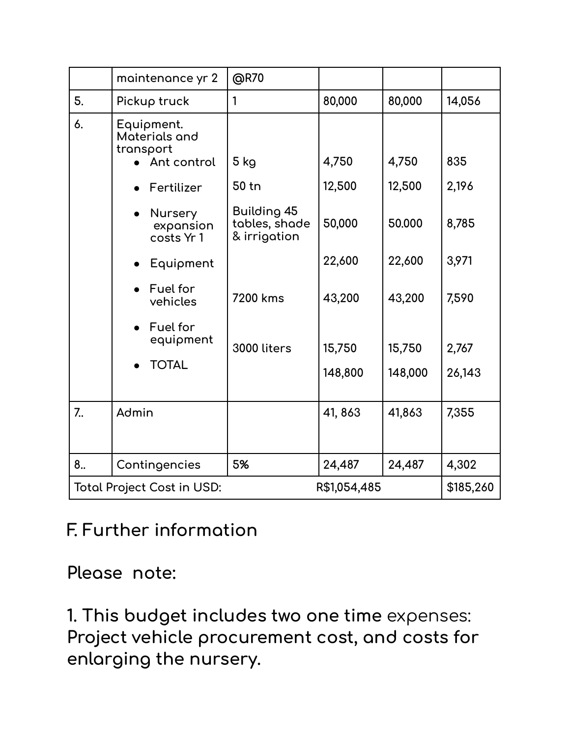| | | | | | |
|---|---|---|---|---|---|
| | maintenance yr 2 | @R70 | | | |
| 5. | Pickup truck | 1 | 80,000 | 80,000 | 14,056 |
| 6. | Equipment. Materials and transport<br>• Ant control<br>• Fertilizer<br>• Nursery expansion costs Yr 1<br>• Equipment<br>• Fuel for vehicles<br>• Fuel for equipment<br>• TOTAL | <br>5 kg<br>50 tn<br>Building 45 tables, shade & irrigation<br><br>7200 kms<br>3000 liters | <br>4,750<br>12,500<br>50,000<br>22,600<br>43,200<br>15,750<br>148,800 | <br>4,750<br>12,500<br>50.000<br>22,600<br>43,200<br>15,750<br>148,000 | <br>835<br>2,196<br>8,785<br>3,971<br>7,590<br>2,767<br>26,143 |
| 7.. | Admin | | 41, 863 | 41,863 | 7,355 |
| 8.. | Contingencies | 5% | 24,487 | 24,487 | 4,302 |
| Total Project Cost in USD: | | | R$1,054,485 | | $185,260 |

## F. Further information

**Please note:**

**1. This budget includes two one time** expenses: **Project vehicle procurement cost, and costs for enlarging the nursery.**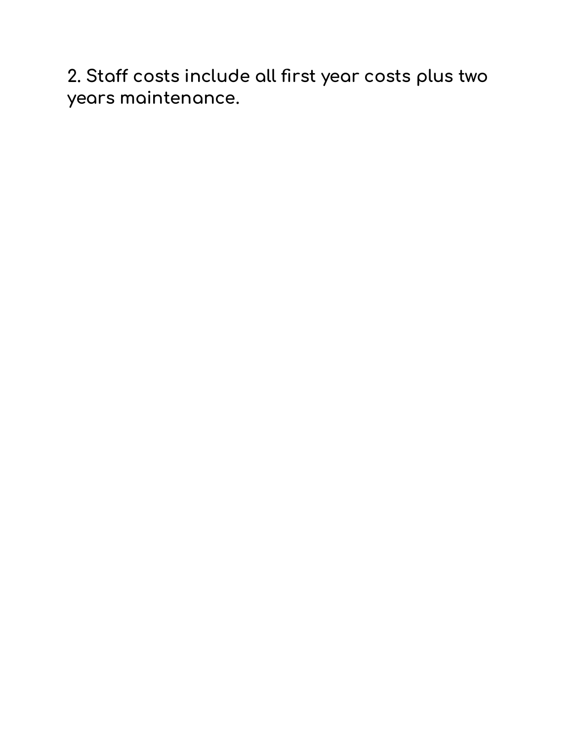2. Staff costs include all first year costs plus two years maintenance.